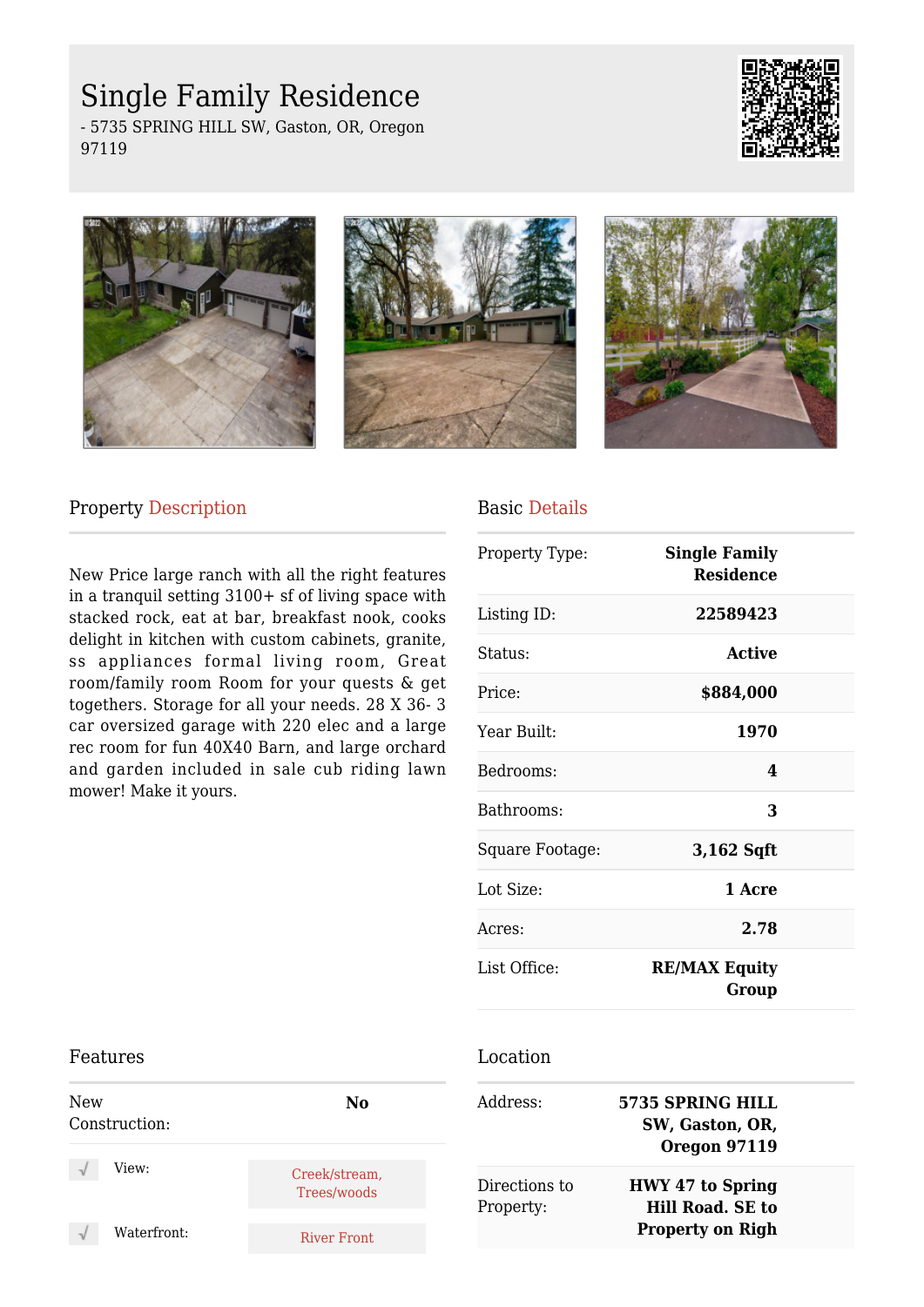# Single Family Residence

- 5735 SPRING HILL SW, Gaston, OR, Oregon 97119

## Property Description

New Price large ranch with all the right features in a tranquil setting 3100+ sf of living space with stacked rock, eat at bar, breakfast nook, cooks delight in kitchen with custom cabinets, granite, ss appliances formal living room, Great room/family room Room for your quests & get togethers. Storage for all your needs. 28 X 36- 3 car oversized garage with 220 elec and a large rec room for fun 40X40 Barn, and large orchard and garden included in sale cub riding lawn mower! Make it yours.

## Basic Details

| | |
|---|---|
| Property Type: | **Single Family Residence** |
| Listing ID: | **22589423** |
| Status: | **Active** |
| Price: | **$884,000** |
| Year Built: | **1970** |
| Bedrooms: | **4** |
| Bathrooms: | **3** |
| Square Footage: | **3,162 Sqft** |
| Lot Size: | **1 Acre** |
| Acres: | **2.78** |
| List Office: | **RE/MAX Equity Group** |

## Features

| | |
|---|---|
| New Construction: | **No** |
| √ View: | Creek/stream, Trees/woods |
| √ Waterfront: | River Front |

## Location

| | |
|---|---|
| Address: | **5735 SPRING HILL SW, Gaston, OR, Oregon 97119** |
| Directions to Property: | **HWY 47 to Spring Hill Road. SE to Property on Righ** |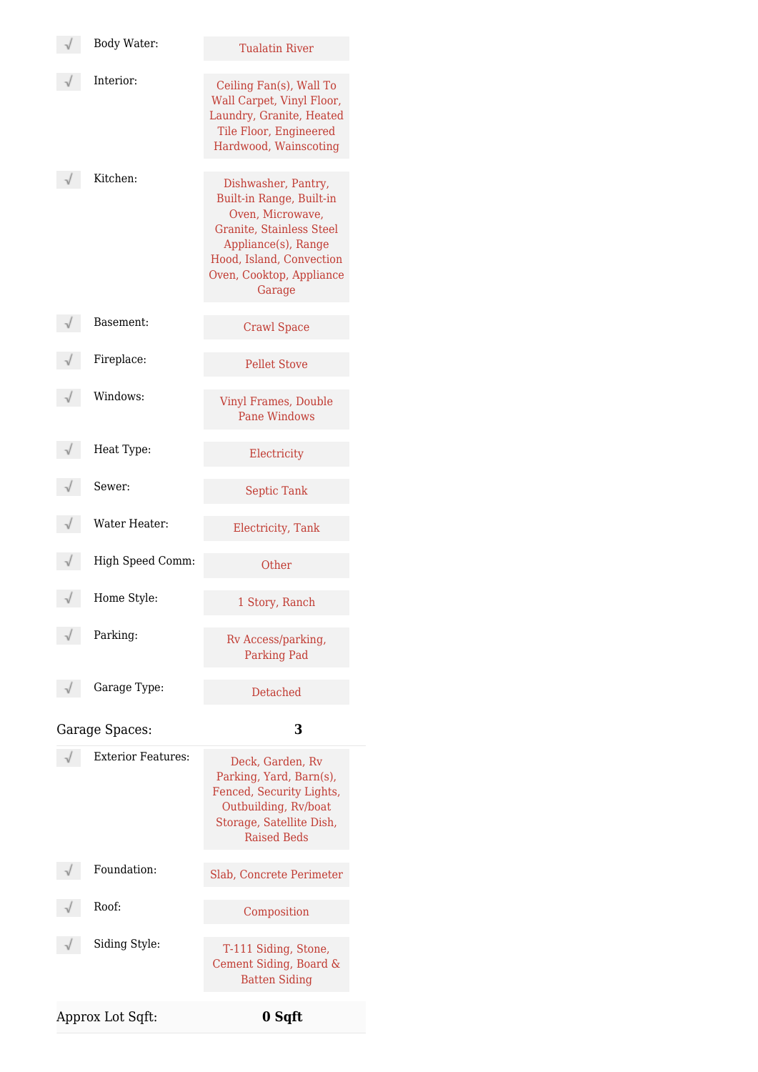| Feature | Value |
|---|---|
| Body Water: | Tualatin River |
| Interior: | Ceiling Fan(s), Wall To Wall Carpet, Vinyl Floor, Laundry, Granite, Heated Tile Floor, Engineered Hardwood, Wainscoting |
| Kitchen: | Dishwasher, Pantry, Built-in Range, Built-in Oven, Microwave, Granite, Stainless Steel Appliance(s), Range Hood, Island, Convection Oven, Cooktop, Appliance Garage |
| Basement: | Crawl Space |
| Fireplace: | Pellet Stove |
| Windows: | Vinyl Frames, Double Pane Windows |
| Heat Type: | Electricity |
| Sewer: | Septic Tank |
| Water Heater: | Electricity, Tank |
| High Speed Comm: | Other |
| Home Style: | 1 Story, Ranch |
| Parking: | Rv Access/parking, Parking Pad |
| Garage Type: | Detached |
| Garage Spaces: | **3** |
| Exterior Features: | Deck, Garden, Rv Parking, Yard, Barn(s), Fenced, Security Lights, Outbuilding, Rv/boat Storage, Satellite Dish, Raised Beds |
| Foundation: | Slab, Concrete Perimeter |
| Roof: | Composition |
| Siding Style: | T-111 Siding, Stone, Cement Siding, Board & Batten Siding |
| Approx Lot Sqft: | **0 Sqft** |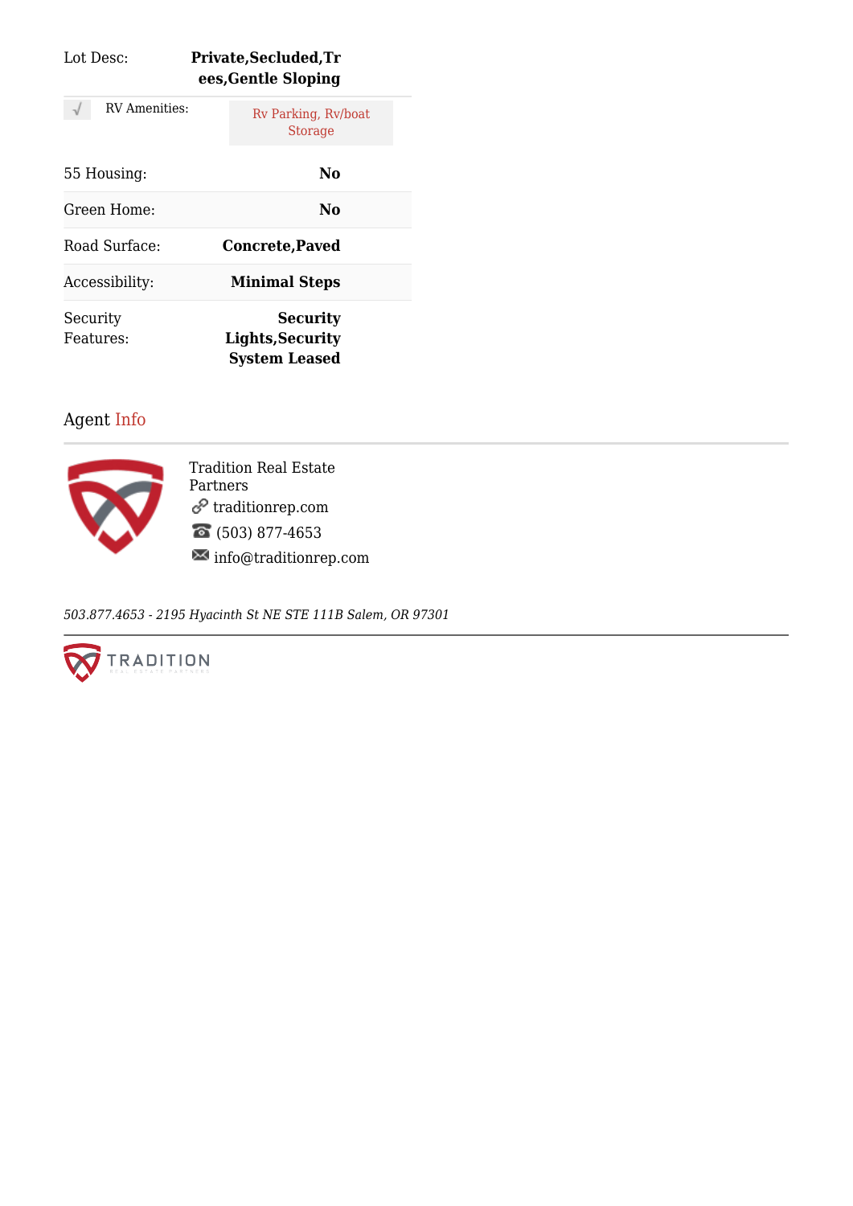| | |
|---|---|
| Lot Desc: | **Private,Secluded,Trees,Gentle Sloping** |
| RV Amenities: | Rv Parking, Rv/boat Storage |
| 55 Housing: | **No** |
| Green Home: | **No** |
| Road Surface: | **Concrete,Paved** |
| Accessibility: | **Minimal Steps** |
| Security Features: | **Security Lights,Security System Leased** |

## Agent Info

Tradition Real Estate Partners
traditionrep.com
(503) 877-4653
info@traditionrep.com

*503.877.4653 - 2195 Hyacinth St NE STE 111B Salem, OR 97301*

TRADITION
REAL ESTATE PARTNERS